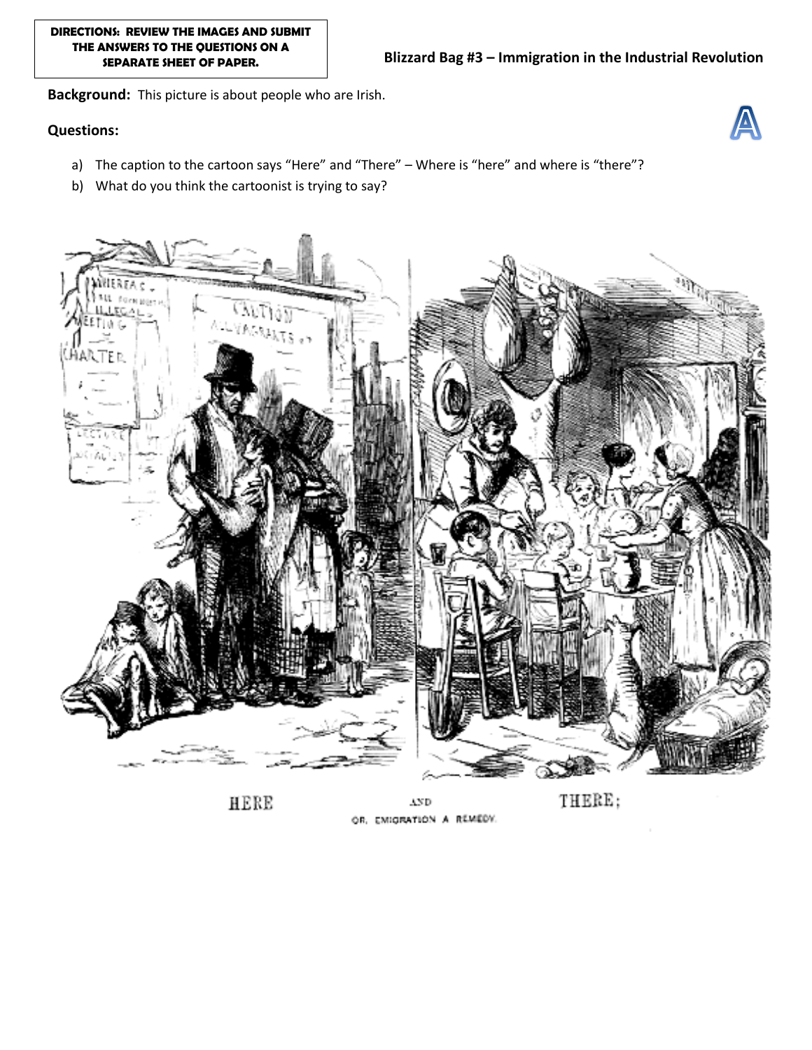**DIRECTIONS: REVIEW THE IMAGES AND SUBMIT THE ANSWERS TO THE QUESTIONS ON A SEPARATE SHEET OF PAPER.**

## Blizzard Bag #3 – Immigration in the Industrial Revolution

**Background:** This picture is about people who are Irish.

**Questions:**

a) The caption to the cartoon says "Here" and "There" – Where is "here" and where is "there"?

b) What do you think the cartoonist is trying to say?

HERE AND THERE; OR, EMIGRATION A REMEDY.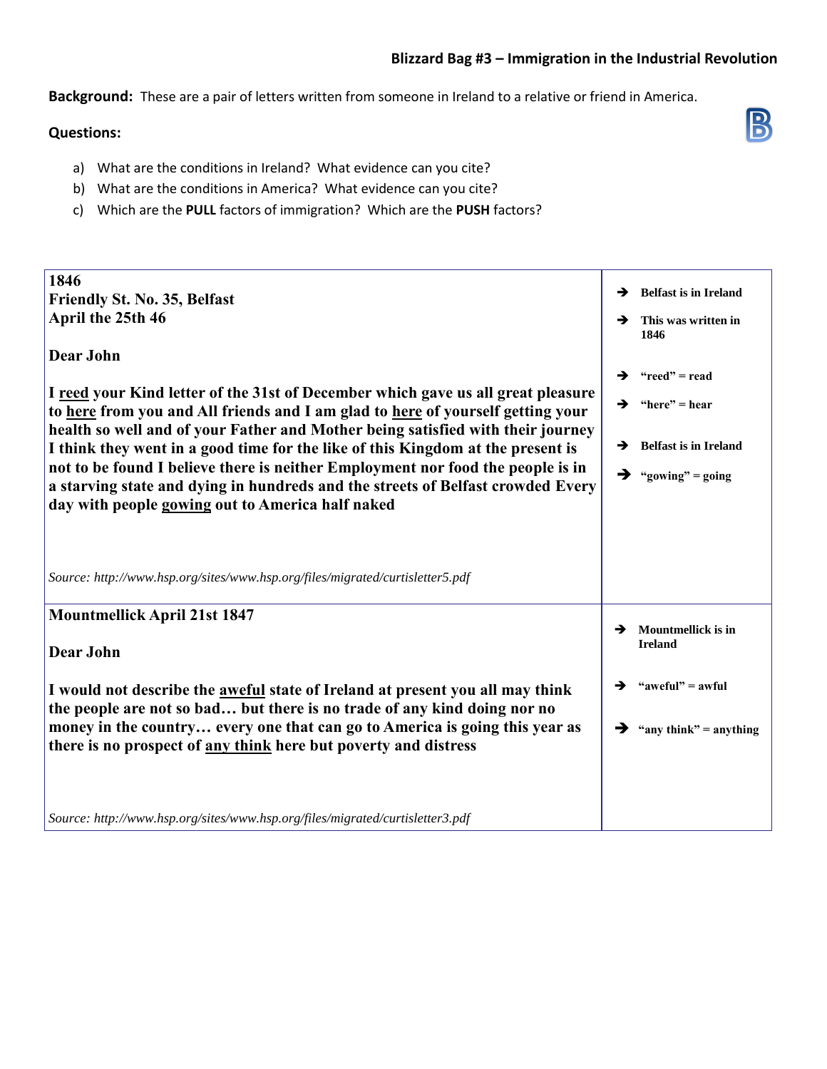**Blizzard Bag #3 – Immigration in the Industrial Revolution**

**Background:** These are a pair of letters written from someone in Ireland to a relative or friend in America.

**Questions:**

a) What are the conditions in Ireland? What evidence can you cite?
b) What are the conditions in America? What evidence can you cite?
c) Which are the **PULL** factors of immigration? Which are the **PUSH** factors?

| | |
|---|---|
| **1846**<br>**Friendly St. No. 35, Belfast**<br>**April the 25th 46**<br><br>**Dear John**<br><br>**I reed your Kind letter of the 31st of December which gave us all great pleasure to here from you and All friends and I am glad to here of yourself getting your health so well and of your Father and Mother being satisfied with their journey I think they went in a good time for the like of this Kingdom at the present is not to be found I believe there is neither Employment nor food the people is in a starving state and dying in hundreds and the streets of Belfast crowded Every day with people gowing out to America half naked**<br><br>*Source: http://www.hsp.org/sites/www.hsp.org/files/migrated/curtisletter5.pdf* | ➔ **Belfast is in Ireland**<br>➔ **This was written in 1846**<br>➔ **"reed" = read**<br>➔ **"here" = hear**<br>➔ **Belfast is in Ireland**<br>➔ **"gowing" = going** |
| **Mountmellick April 21st 1847**<br><br>**Dear John**<br><br>**I would not describe the aweful state of Ireland at present you all may think the people are not so bad… but there is no trade of any kind doing nor no money in the country… every one that can go to America is going this year as there is no prospect of any think here but poverty and distress**<br><br>*Source: http://www.hsp.org/sites/www.hsp.org/files/migrated/curtisletter3.pdf* | ➔ **Mountmellick is in Ireland**<br>➔ **"aweful" = awful**<br>➔ **"any think" = anything** |